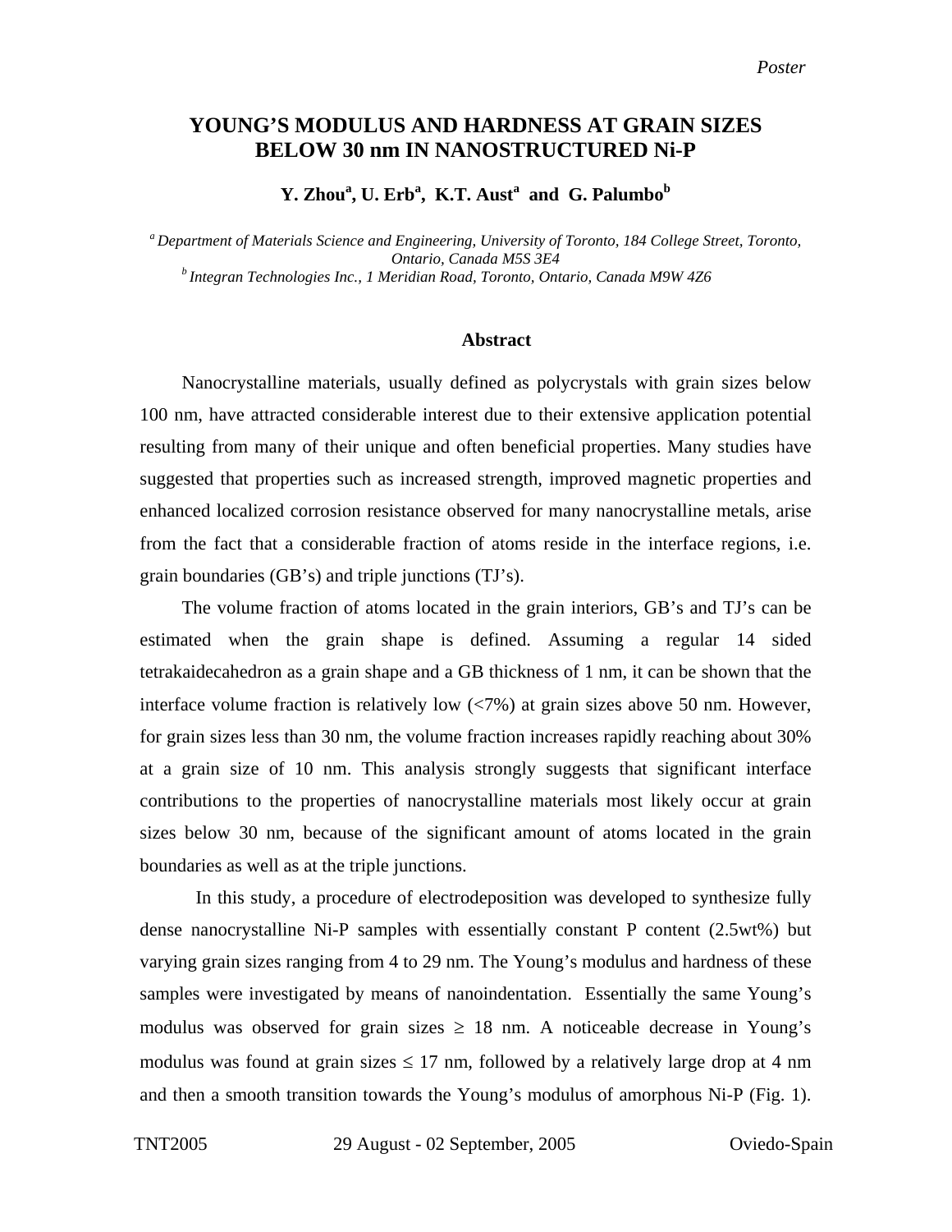*Poster*

# YOUNG'S MODULUS AND HARDNESS AT GRAIN SIZES BELOW 30 nm IN NANOSTRUCTURED Ni-P

**Y. Zhou[a], U. Erb[a], K.T. Aust[a] and G. Palumbo[b]**

[a] *Department of Materials Science and Engineering, University of Toronto, 184 College Street, Toronto, Ontario, Canada M5S 3E4*
[b] *Integran Technologies Inc., 1 Meridian Road, Toronto, Ontario, Canada M9W 4Z6*

## Abstract

Nanocrystalline materials, usually defined as polycrystals with grain sizes below 100 nm, have attracted considerable interest due to their extensive application potential resulting from many of their unique and often beneficial properties. Many studies have suggested that properties such as increased strength, improved magnetic properties and enhanced localized corrosion resistance observed for many nanocrystalline metals, arise from the fact that a considerable fraction of atoms reside in the interface regions, i.e. grain boundaries (GB's) and triple junctions (TJ's).

The volume fraction of atoms located in the grain interiors, GB's and TJ's can be estimated when the grain shape is defined. Assuming a regular 14 sided tetrakaidecahedron as a grain shape and a GB thickness of 1 nm, it can be shown that the interface volume fraction is relatively low (<7%) at grain sizes above 50 nm. However, for grain sizes less than 30 nm, the volume fraction increases rapidly reaching about 30% at a grain size of 10 nm. This analysis strongly suggests that significant interface contributions to the properties of nanocrystalline materials most likely occur at grain sizes below 30 nm, because of the significant amount of atoms located in the grain boundaries as well as at the triple junctions.

In this study, a procedure of electrodeposition was developed to synthesize fully dense nanocrystalline Ni-P samples with essentially constant P content (2.5wt%) but varying grain sizes ranging from 4 to 29 nm. The Young's modulus and hardness of these samples were investigated by means of nanoindentation. Essentially the same Young's modulus was observed for grain sizes $\geq$ 18 nm. A noticeable decrease in Young's modulus was found at grain sizes $\leq$ 17 nm, followed by a relatively large drop at 4 nm and then a smooth transition towards the Young's modulus of amorphous Ni-P (Fig. 1).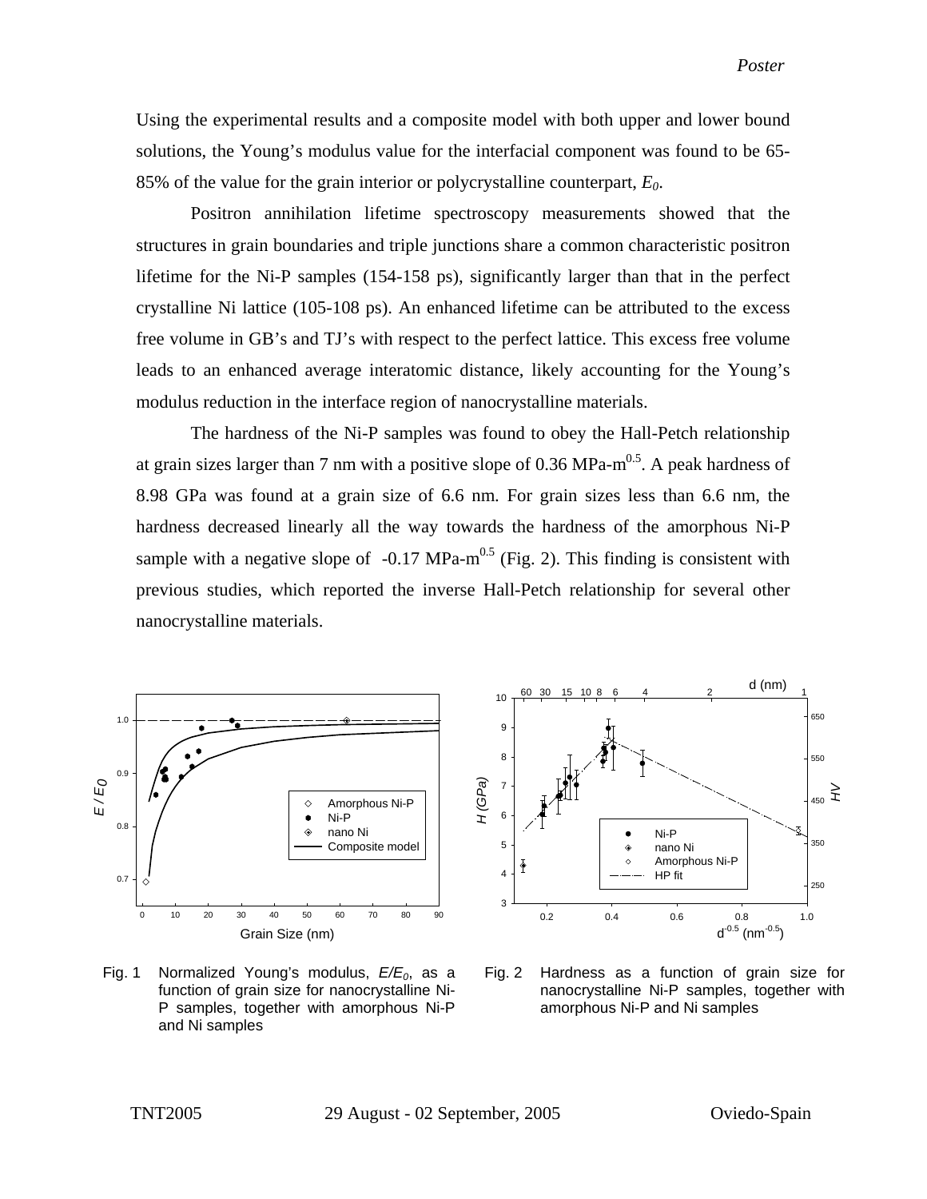Using the experimental results and a composite model with both upper and lower bound solutions, the Young's modulus value for the interfacial component was found to be 65-85% of the value for the grain interior or polycrystalline counterpart, $E_0$.

Positron annihilation lifetime spectroscopy measurements showed that the structures in grain boundaries and triple junctions share a common characteristic positron lifetime for the Ni-P samples (154-158 ps), significantly larger than that in the perfect crystalline Ni lattice (105-108 ps). An enhanced lifetime can be attributed to the excess free volume in GB's and TJ's with respect to the perfect lattice. This excess free volume leads to an enhanced average interatomic distance, likely accounting for the Young's modulus reduction in the interface region of nanocrystalline materials.

The hardness of the Ni-P samples was found to obey the Hall-Petch relationship at grain sizes larger than 7 nm with a positive slope of 0.36 MPa-m$^{0.5}$. A peak hardness of 8.98 GPa was found at a grain size of 6.6 nm. For grain sizes less than 6.6 nm, the hardness decreased linearly all the way towards the hardness of the amorphous Ni-P sample with a negative slope of -0.17 MPa-m$^{0.5}$ (Fig. 2). This finding is consistent with previous studies, which reported the inverse Hall-Petch relationship for several other nanocrystalline materials.

E / E0

1.0
0.9
0.8
0.7

0 10 20 30 40 50 60 70 80 90

Grain Size (nm)

Amorphous Ni-P
Ni-P
nano Ni
Composite model

Fig. 1 Normalized Young's modulus, $E/E_0$, as a function of grain size for nanocrystalline Ni-P samples, together with amorphous Ni-P and Ni samples

d (nm)

60 30 15 10 8 6 4 2 1

H (GPa)

10
9
8
7
6
5
4
3

HV

650
550
450
350
250

0.2 0.4 0.6 0.8 1.0

$d^{-0.5}$ (nm$^{-0.5}$)

Ni-P
nano Ni
Amorphous Ni-P
HP fit

Fig. 2 Hardness as a function of grain size for nanocrystalline Ni-P samples, together with amorphous Ni-P and Ni samples